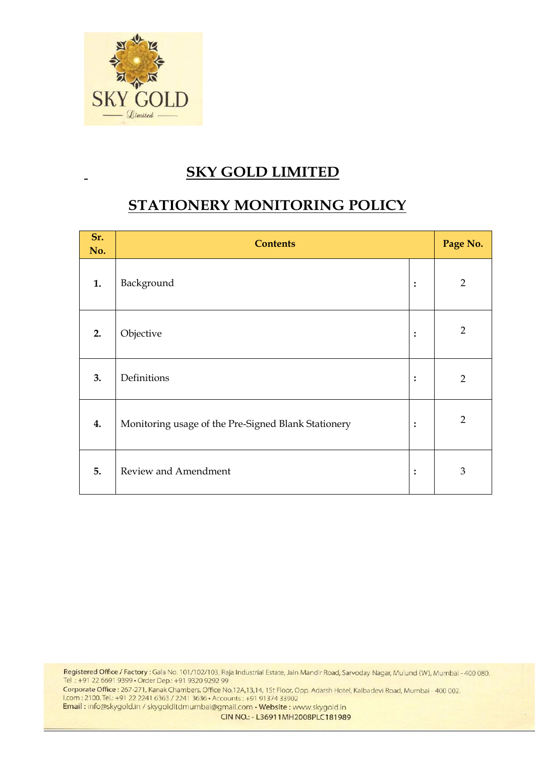# SKY GOLD LIMITED

## STATIONERY MONITORING POLICY

| Sr. No. | Contents | | Page No. |
|---|---|---|---|
| 1. | Background | : | 2 |
| 2. | Objective | : | 2 |
| 3. | Definitions | : | 2 |
| 4. | Monitoring usage of the Pre-Signed Blank Stationery | : | 2 |
| 5. | Review and Amendment | : | 3 |

Registered Office / Factory : Gala No. 101/102/103, Raja Industrial Estate, Jain Mandir Road, Sarvoday Nagar, Mulund (W), Mumbai - 400 080. Tel.: +91 22 6691 9399 • Order Dep.: +91 9320 9292 99

Corporate Office : 267-271, Kanak Chambers, Office No.12A,13,14, 1St Floor, Opp. Adarsh Hotel, Kalbadevi Road, Mumbai - 400 002. I.com : 2100. Tel.: +91 22 2241 6363 / 2241 3636 • Accounts : +91 91374 33902

Email : info@skygold.in / skygoldltdmumbai@gmail.com • Website : www.skygold.in

CIN NO.: - L36911MH2008PLC181989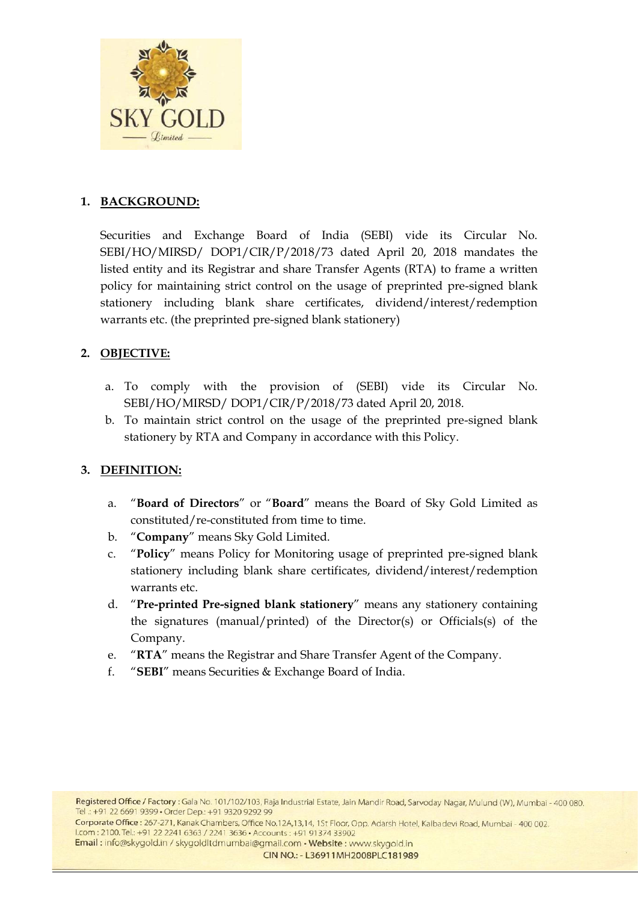## 1. BACKGROUND:

Securities and Exchange Board of India (SEBI) vide its Circular No. SEBI/HO/MIRSD/ DOP1/CIR/P/2018/73 dated April 20, 2018 mandates the listed entity and its Registrar and share Transfer Agents (RTA) to frame a written policy for maintaining strict control on the usage of preprinted pre-signed blank stationery including blank share certificates, dividend/interest/redemption warrants etc. (the preprinted pre-signed blank stationery)

## 2. OBJECTIVE:

a. To comply with the provision of (SEBI) vide its Circular No. SEBI/HO/MIRSD/ DOP1/CIR/P/2018/73 dated April 20, 2018.

b. To maintain strict control on the usage of the preprinted pre-signed blank stationery by RTA and Company in accordance with this Policy.

## 3. DEFINITION:

a. "**Board of Directors**" or "**Board**" means the Board of Sky Gold Limited as constituted/re-constituted from time to time.

b. "**Company**" means Sky Gold Limited.

c. "**Policy**" means Policy for Monitoring usage of preprinted pre-signed blank stationery including blank share certificates, dividend/interest/redemption warrants etc.

d. "**Pre-printed Pre-signed blank stationery**" means any stationery containing the signatures (manual/printed) of the Director(s) or Officials(s) of the Company.

e. "**RTA**" means the Registrar and Share Transfer Agent of the Company.

f. "**SEBI**" means Securities & Exchange Board of India.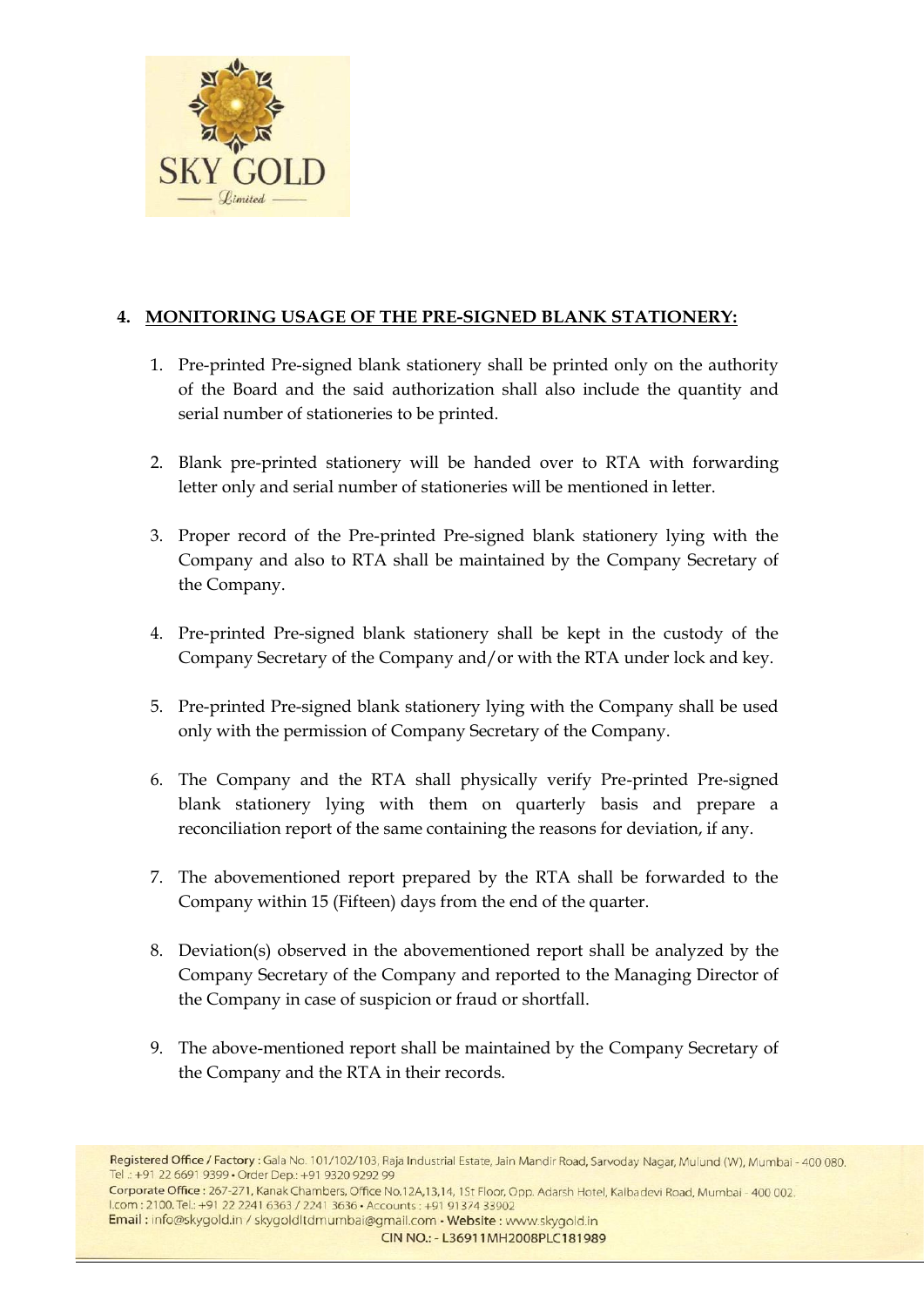## 4. MONITORING USAGE OF THE PRE-SIGNED BLANK STATIONERY:

1. Pre-printed Pre-signed blank stationery shall be printed only on the authority of the Board and the said authorization shall also include the quantity and serial number of stationeries to be printed.

2. Blank pre-printed stationery will be handed over to RTA with forwarding letter only and serial number of stationeries will be mentioned in letter.

3. Proper record of the Pre-printed Pre-signed blank stationery lying with the Company and also to RTA shall be maintained by the Company Secretary of the Company.

4. Pre-printed Pre-signed blank stationery shall be kept in the custody of the Company Secretary of the Company and/or with the RTA under lock and key.

5. Pre-printed Pre-signed blank stationery lying with the Company shall be used only with the permission of Company Secretary of the Company.

6. The Company and the RTA shall physically verify Pre-printed Pre-signed blank stationery lying with them on quarterly basis and prepare a reconciliation report of the same containing the reasons for deviation, if any.

7. The abovementioned report prepared by the RTA shall be forwarded to the Company within 15 (Fifteen) days from the end of the quarter.

8. Deviation(s) observed in the abovementioned report shall be analyzed by the Company Secretary of the Company and reported to the Managing Director of the Company in case of suspicion or fraud or shortfall.

9. The above-mentioned report shall be maintained by the Company Secretary of the Company and the RTA in their records.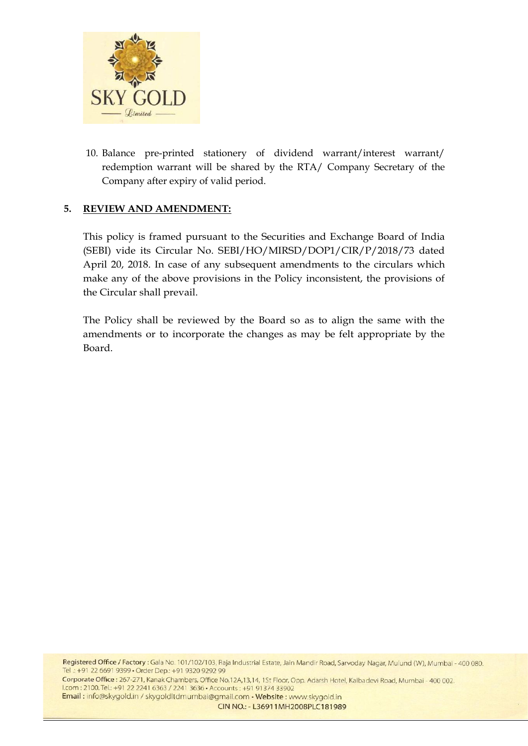10. Balance pre-printed stationery of dividend warrant/interest warrant/ redemption warrant will be shared by the RTA/ Company Secretary of the Company after expiry of valid period.

## 5. REVIEW AND AMENDMENT:

This policy is framed pursuant to the Securities and Exchange Board of India (SEBI) vide its Circular No. SEBI/HO/MIRSD/DOP1/CIR/P/2018/73 dated April 20, 2018. In case of any subsequent amendments to the circulars which make any of the above provisions in the Policy inconsistent, the provisions of the Circular shall prevail.

The Policy shall be reviewed by the Board so as to align the same with the amendments or to incorporate the changes as may be felt appropriate by the Board.